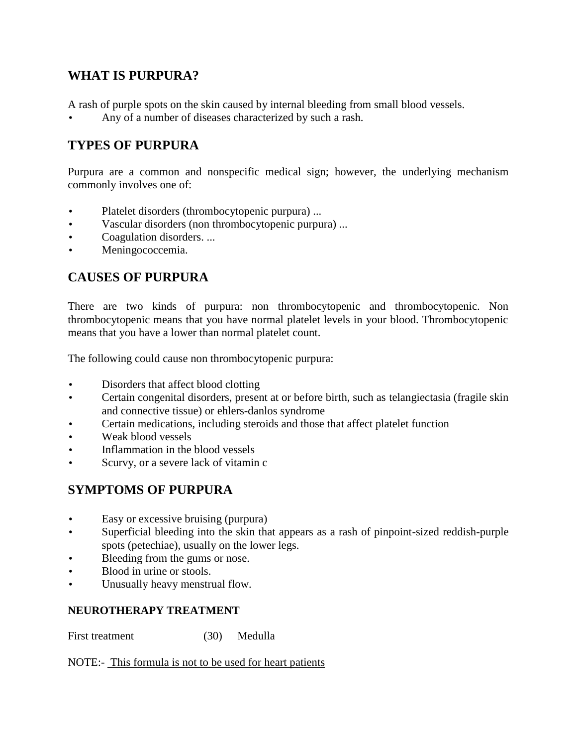## WHAT IS PURPURA?

A rash of purple spots on the skin caused by internal bleeding from small blood vessels.

- Any of a number of diseases characterized by such a rash.

## TYPES OF PURPURA

Purpura are a common and nonspecific medical sign; however, the underlying mechanism commonly involves one of:

- Platelet disorders (thrombocytopenic purpura) ...
- Vascular disorders (non thrombocytopenic purpura) ...
- Coagulation disorders. ...
- Meningococcemia.

## CAUSES OF PURPURA

There are two kinds of purpura: non thrombocytopenic and thrombocytopenic. Non thrombocytopenic means that you have normal platelet levels in your blood. Thrombocytopenic means that you have a lower than normal platelet count.

The following could cause non thrombocytopenic purpura:

- Disorders that affect blood clotting
- Certain congenital disorders, present at or before birth, such as telangiectasia (fragile skin and connective tissue) or ehlers-danlos syndrome
- Certain medications, including steroids and those that affect platelet function
- Weak blood vessels
- Inflammation in the blood vessels
- Scurvy, or a severe lack of vitamin c

## SYMPTOMS OF PURPURA

- Easy or excessive bruising (purpura)
- Superficial bleeding into the skin that appears as a rash of pinpoint-sized reddish-purple spots (petechiae), usually on the lower legs.
- Bleeding from the gums or nose.
- Blood in urine or stools.
- Unusually heavy menstrual flow.

### NEUROTHERAPY TREATMENT

First treatment (30) Medulla

NOTE:- This formula is not to be used for heart patients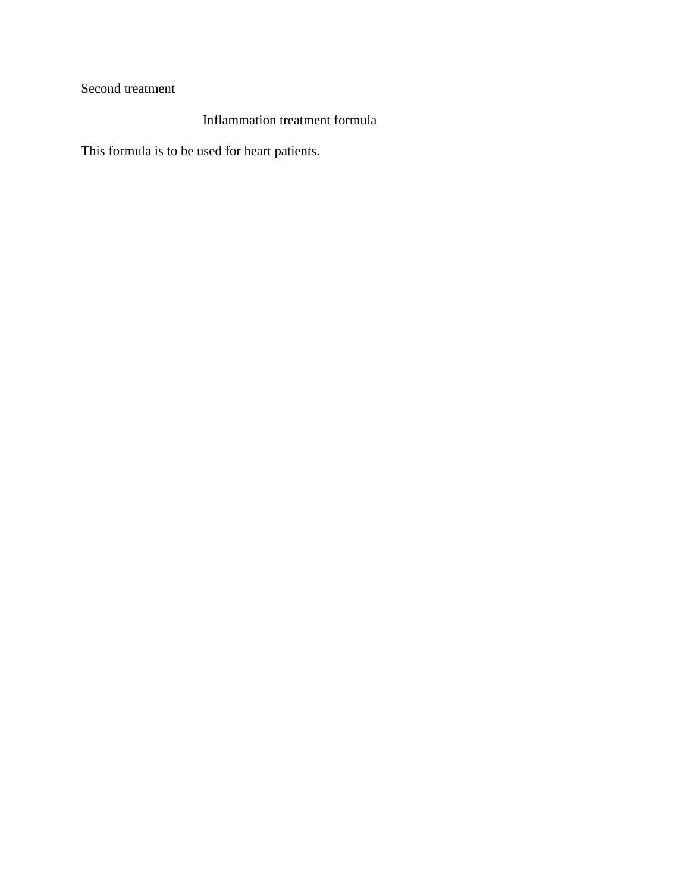Second treatment

Inflammation treatment formula

This formula is to be used for heart patients.